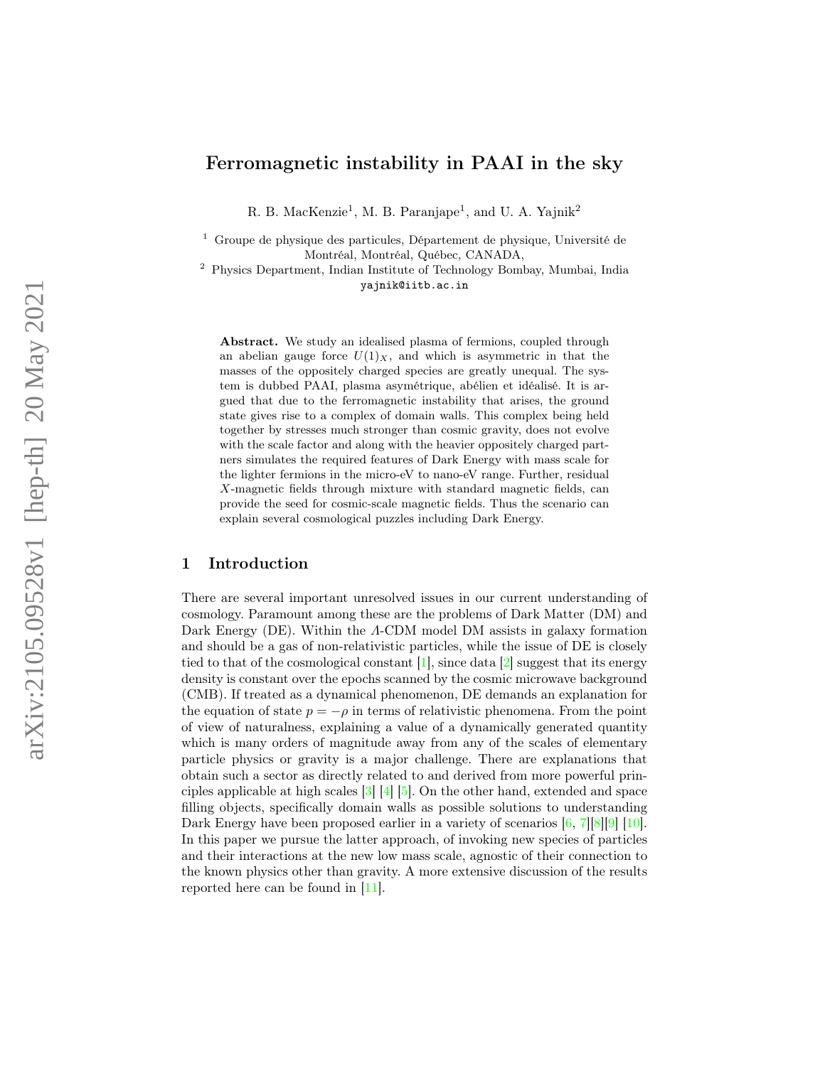# Ferromagnetic instability in PAAI in the sky

R. B. MacKenzie[1], M. B. Paranjape[1], and U. A. Yajnik[2]

[1] Groupe de physique des particules, Département de physique, Université de Montréal, Montréal, Québec, CANADA,

[2] Physics Department, Indian Institute of Technology Bombay, Mumbai, India

yajnik@iitb.ac.in

**Abstract.** We study an idealised plasma of fermions, coupled through an abelian gauge force $U(1)_X$, and which is asymmetric in that the masses of the oppositely charged species are greatly unequal. The system is dubbed PAAI, plasma asymétrique, abélien et idéalisé. It is argued that due to the ferromagnetic instability that arises, the ground state gives rise to a complex of domain walls. This complex being held together by stresses much stronger than cosmic gravity, does not evolve with the scale factor and along with the heavier oppositely charged partners simulates the required features of Dark Energy with mass scale for the lighter fermions in the micro-eV to nano-eV range. Further, residual $X$-magnetic fields through mixture with standard magnetic fields, can provide the seed for cosmic-scale magnetic fields. Thus the scenario can explain several cosmological puzzles including Dark Energy.

## 1 Introduction

There are several important unresolved issues in our current understanding of cosmology. Paramount among these are the problems of Dark Matter (DM) and Dark Energy (DE). Within the $\Lambda$-CDM model DM assists in galaxy formation and should be a gas of non-relativistic particles, while the issue of DE is closely tied to that of the cosmological constant [1], since data [2] suggest that its energy density is constant over the epochs scanned by the cosmic microwave background (CMB). If treated as a dynamical phenomenon, DE demands an explanation for the equation of state $p = -\rho$ in terms of relativistic phenomena. From the point of view of naturalness, explaining a value of a dynamically generated quantity which is many orders of magnitude away from any of the scales of elementary particle physics or gravity is a major challenge. There are explanations that obtain such a sector as directly related to and derived from more powerful principles applicable at high scales [3] [4] [5]. On the other hand, extended and space filling objects, specifically domain walls as possible solutions to understanding Dark Energy have been proposed earlier in a variety of scenarios [6, 7][8][9] [10]. In this paper we pursue the latter approach, of invoking new species of particles and their interactions at the new low mass scale, agnostic of their connection to the known physics other than gravity. A more extensive discussion of the results reported here can be found in [11].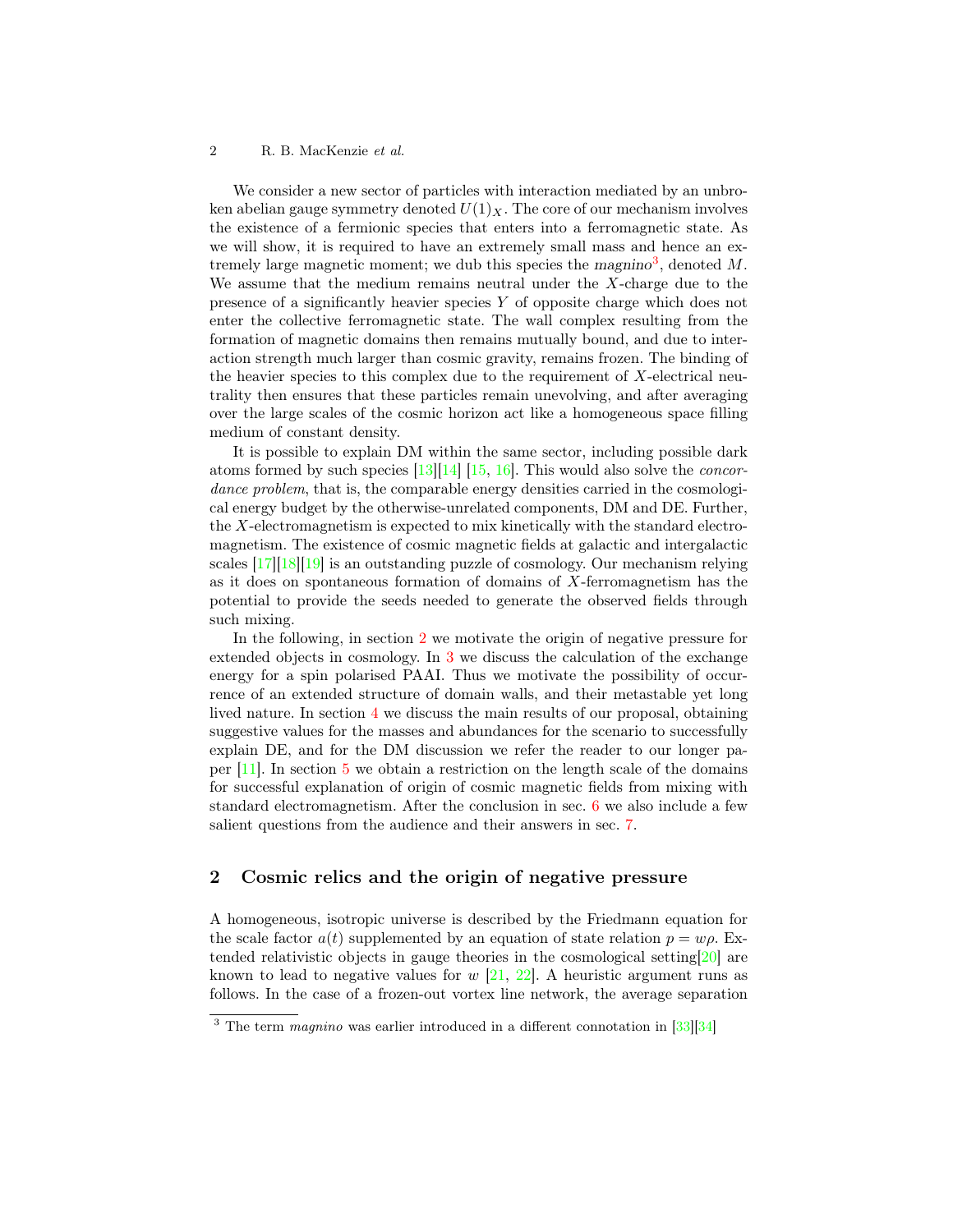We consider a new sector of particles with interaction mediated by an unbroken abelian gauge symmetry denoted $U(1)_X$. The core of our mechanism involves the existence of a fermionic species that enters into a ferromagnetic state. As we will show, it is required to have an extremely small mass and hence an extremely large magnetic moment; we dub this species the *magnino*[3], denoted $M$. We assume that the medium remains neutral under the $X$-charge due to the presence of a significantly heavier species $Y$ of opposite charge which does not enter the collective ferromagnetic state. The wall complex resulting from the formation of magnetic domains then remains mutually bound, and due to interaction strength much larger than cosmic gravity, remains frozen. The binding of the heavier species to this complex due to the requirement of $X$-electrical neutrality then ensures that these particles remain unevolving, and after averaging over the large scales of the cosmic horizon act like a homogeneous space filling medium of constant density.

It is possible to explain DM within the same sector, including possible dark atoms formed by such species [13][14] [15, 16]. This would also solve the *concordance problem*, that is, the comparable energy densities carried in the cosmological energy budget by the otherwise-unrelated components, DM and DE. Further, the $X$-electromagnetism is expected to mix kinetically with the standard electromagnetism. The existence of cosmic magnetic fields at galactic and intergalactic scales [17][18][19] is an outstanding puzzle of cosmology. Our mechanism relying as it does on spontaneous formation of domains of $X$-ferromagnetism has the potential to provide the seeds needed to generate the observed fields through such mixing.

In the following, in section 2 we motivate the origin of negative pressure for extended objects in cosmology. In 3 we discuss the calculation of the exchange energy for a spin polarised PAAI. Thus we motivate the possibility of occurrence of an extended structure of domain walls, and their metastable yet long lived nature. In section 4 we discuss the main results of our proposal, obtaining suggestive values for the masses and abundances for the scenario to successfully explain DE, and for the DM discussion we refer the reader to our longer paper [11]. In section 5 we obtain a restriction on the length scale of the domains for successful explanation of origin of cosmic magnetic fields from mixing with standard electromagnetism. After the conclusion in sec. 6 we also include a few salient questions from the audience and their answers in sec. 7.

## 2 Cosmic relics and the origin of negative pressure

A homogeneous, isotropic universe is described by the Friedmann equation for the scale factor $a(t)$ supplemented by an equation of state relation $p = w\rho$. Extended relativistic objects in gauge theories in the cosmological setting[20] are known to lead to negative values for $w$ [21, 22]. A heuristic argument runs as follows. In the case of a frozen-out vortex line network, the average separation

[3] The term *magnino* was earlier introduced in a different connotation in [33][34]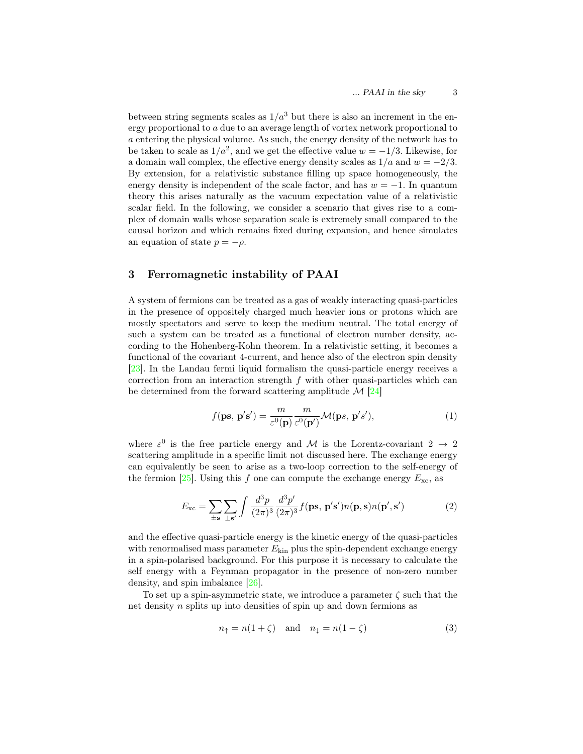between string segments scales as $1/a^3$ but there is also an increment in the energy proportional to $a$ due to an average length of vortex network proportional to $a$ entering the physical volume. As such, the energy density of the network has to be taken to scale as $1/a^2$, and we get the effective value $w = -1/3$. Likewise, for a domain wall complex, the effective energy density scales as $1/a$ and $w = -2/3$. By extension, for a relativistic substance filling up space homogeneously, the energy density is independent of the scale factor, and has $w = -1$. In quantum theory this arises naturally as the vacuum expectation value of a relativistic scalar field. In the following, we consider a scenario that gives rise to a complex of domain walls whose separation scale is extremely small compared to the causal horizon and which remains fixed during expansion, and hence simulates an equation of state $p = -\rho$.

## 3 Ferromagnetic instability of PAAI

A system of fermions can be treated as a gas of weakly interacting quasi-particles in the presence of oppositely charged much heavier ions or protons which are mostly spectators and serve to keep the medium neutral. The total energy of such a system can be treated as a functional of electron number density, according to the Hohenberg-Kohn theorem. In a relativistic setting, it becomes a functional of the covariant 4-current, and hence also of the electron spin density [23]. In the Landau fermi liquid formalism the quasi-particle energy receives a correction from an interaction strength $f$ with other quasi-particles which can be determined from the forward scattering amplitude $\mathcal{M}$ [24]

$$f(\mathbf{p}\mathbf{s},\, \mathbf{p}'\mathbf{s}') = \frac{m}{\varepsilon^0(\mathbf{p})}\frac{m}{\varepsilon^0(\mathbf{p}')}\mathcal{M}(\mathbf{p}s,\, \mathbf{p}'s'), \tag{1}$$

where $\varepsilon^0$ is the free particle energy and $\mathcal{M}$ is the Lorentz-covariant $2 \to 2$ scattering amplitude in a specific limit not discussed here. The exchange energy can equivalently be seen to arise as a two-loop correction to the self-energy of the fermion [25]. Using this $f$ one can compute the exchange energy $E_{\mathrm{xc}}$, as

$$E_{\mathrm{xc}} = \sum_{\pm\mathbf{s}}\sum_{\pm\mathbf{s}'}\int \frac{d^3p}{(2\pi)^3}\frac{d^3p'}{(2\pi)^3} f(\mathbf{p}\mathbf{s},\, \mathbf{p}'\mathbf{s}') n(\mathbf{p},\mathbf{s}) n(\mathbf{p}',\mathbf{s}') \tag{2}$$

and the effective quasi-particle energy is the kinetic energy of the quasi-particles with renormalised mass parameter $E_{\mathrm{kin}}$ plus the spin-dependent exchange energy in a spin-polarised background. For this purpose it is necessary to calculate the self energy with a Feynman propagator in the presence of non-zero number density, and spin imbalance [26].

To set up a spin-asymmetric state, we introduce a parameter $\zeta$ such that the net density $n$ splits up into densities of spin up and down fermions as

$$n_\uparrow = n(1+\zeta) \quad \text{and} \quad n_\downarrow = n(1-\zeta) \tag{3}$$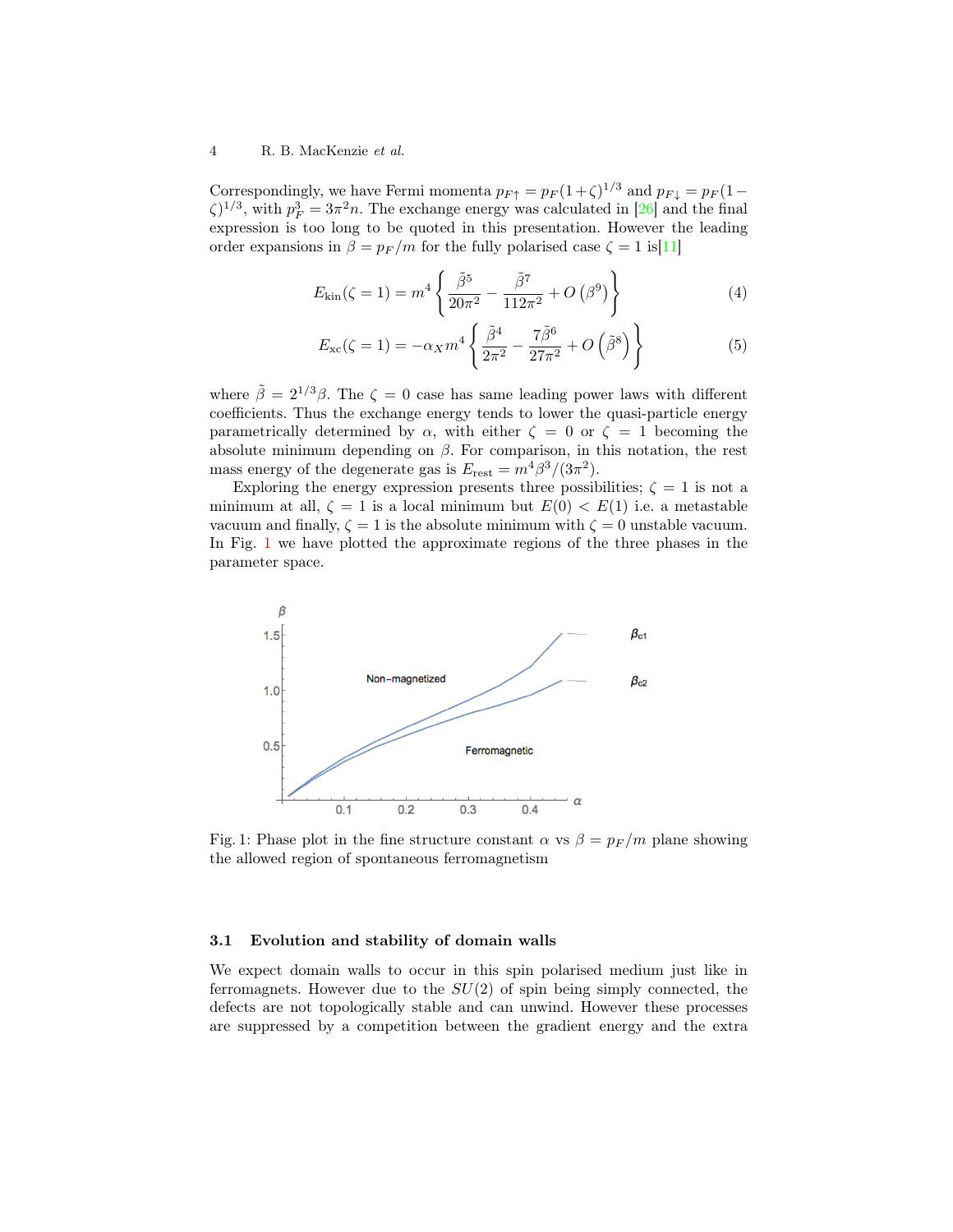Correspondingly, we have Fermi momenta $p_{F\uparrow} = p_F(1+\zeta)^{1/3}$ and $p_{F\downarrow} = p_F(1-\zeta)^{1/3}$, with $p_F^3 = 3\pi^2 n$. The exchange energy was calculated in [26] and the final expression is too long to be quoted in this presentation. However the leading order expansions in $\beta = p_F/m$ for the fully polarised case $\zeta = 1$ is[11]

$$E_{\rm kin}(\zeta = 1) = m^4 \left\{ \frac{\tilde{\beta}^5}{20\pi^2} - \frac{\tilde{\beta}^7}{112\pi^2} + O\left(\beta^9\right) \right\} \tag{4}$$

$$E_{\rm xc}(\zeta = 1) = -\alpha_X m^4 \left\{ \frac{\tilde{\beta}^4}{2\pi^2} - \frac{7\tilde{\beta}^6}{27\pi^2} + O\left(\tilde{\beta}^8\right) \right\} \tag{5}$$

where $\tilde{\beta} = 2^{1/3}\beta$. The $\zeta = 0$ case has same leading power laws with different coefficients. Thus the exchange energy tends to lower the quasi-particle energy parametrically determined by $\alpha$, with either $\zeta = 0$ or $\zeta = 1$ becoming the absolute minimum depending on $\beta$. For comparison, in this notation, the rest mass energy of the degenerate gas is $E_{\rm rest} = m^4\beta^3/(3\pi^2)$.

Exploring the energy expression presents three possibilities; $\zeta = 1$ is not a minimum at all, $\zeta = 1$ is a local minimum but $E(0) < E(1)$ i.e. a metastable vacuum and finally, $\zeta = 1$ is the absolute minimum with $\zeta = 0$ unstable vacuum. In Fig. 1 we have plotted the approximate regions of the three phases in the parameter space.

β
1.5
1.0
0.5
0.1
0.2
0.3
0.4
α
Non−magnetized
Ferromagnetic
$\beta_{c1}$
$\beta_{c2}$

Fig. 1: Phase plot in the fine structure constant $\alpha$ vs $\beta = p_F/m$ plane showing the allowed region of spontaneous ferromagnetism

### 3.1 Evolution and stability of domain walls

We expect domain walls to occur in this spin polarised medium just like in ferromagnets. However due to the $SU(2)$ of spin being simply connected, the defects are not topologically stable and can unwind. However these processes are suppressed by a competition between the gradient energy and the extra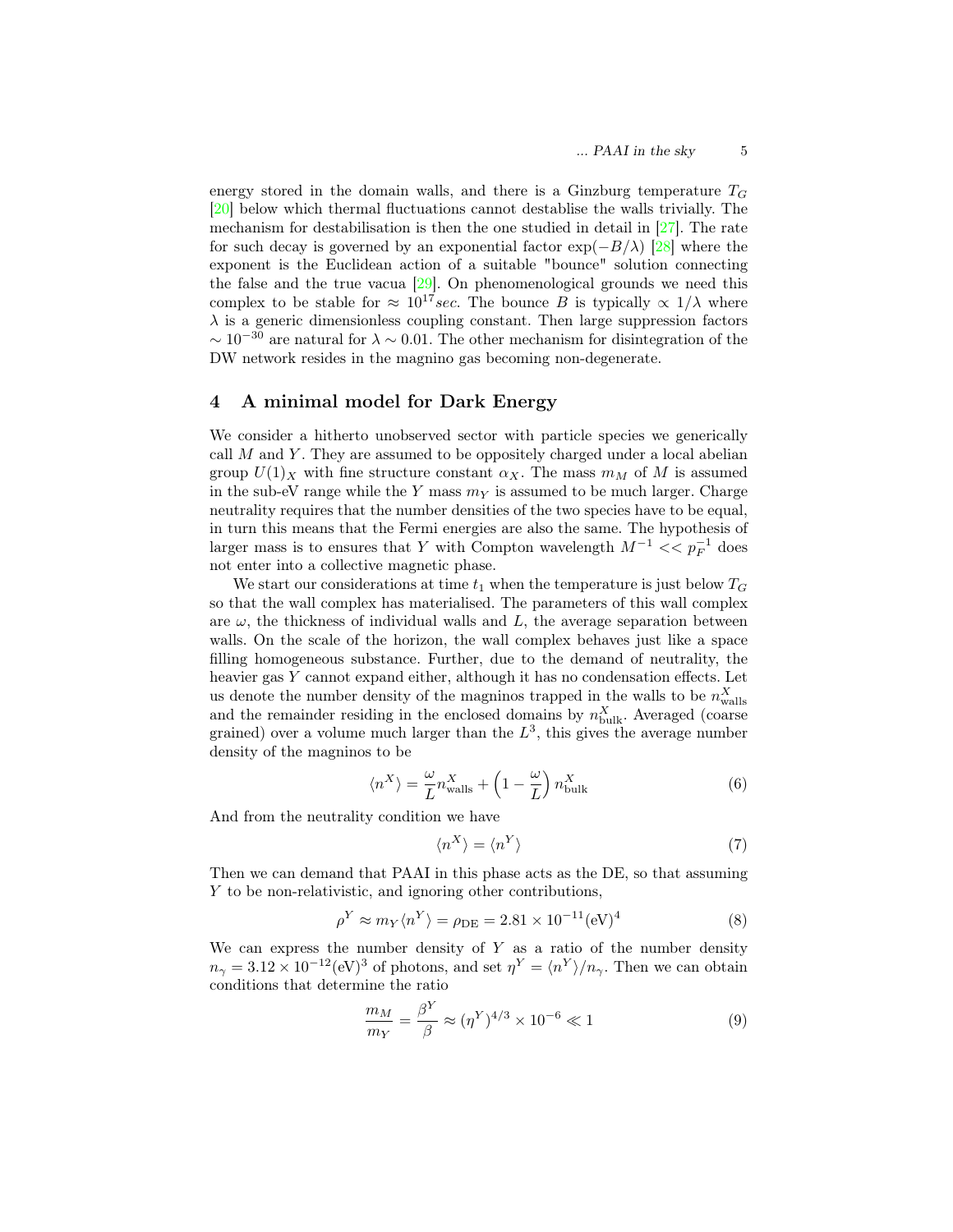energy stored in the domain walls, and there is a Ginzburg temperature $T_G$ [20] below which thermal fluctuations cannot destablise the walls trivially. The mechanism for destabilisation is then the one studied in detail in [27]. The rate for such decay is governed by an exponential factor $\exp(-B/\lambda)$ [28] where the exponent is the Euclidean action of a suitable "bounce" solution connecting the false and the true vacua [29]. On phenomenological grounds we need this complex to be stable for $\approx 10^{17} sec$. The bounce $B$ is typically $\propto 1/\lambda$ where $\lambda$ is a generic dimensionless coupling constant. Then large suppression factors $\sim 10^{-30}$ are natural for $\lambda \sim 0.01$. The other mechanism for disintegration of the DW network resides in the magnino gas becoming non-degenerate.

## 4 A minimal model for Dark Energy

We consider a hitherto unobserved sector with particle species we generically call $M$ and $Y$. They are assumed to be oppositely charged under a local abelian group $U(1)_X$ with fine structure constant $\alpha_X$. The mass $m_M$ of $M$ is assumed in the sub-eV range while the $Y$ mass $m_Y$ is assumed to be much larger. Charge neutrality requires that the number densities of the two species have to be equal, in turn this means that the Fermi energies are also the same. The hypothesis of larger mass is to ensures that $Y$ with Compton wavelength $M^{-1} << p_F^{-1}$ does not enter into a collective magnetic phase.

We start our considerations at time $t_1$ when the temperature is just below $T_G$ so that the wall complex has materialised. The parameters of this wall complex are $\omega$, the thickness of individual walls and $L$, the average separation between walls. On the scale of the horizon, the wall complex behaves just like a space filling homogeneous substance. Further, due to the demand of neutrality, the heavier gas $Y$ cannot expand either, although it has no condensation effects. Let us denote the number density of the magninos trapped in the walls to be $n^X_{\text{walls}}$ and the remainder residing in the enclosed domains by $n^X_{\text{bulk}}$. Averaged (coarse grained) over a volume much larger than the $L^3$, this gives the average number density of the magninos to be

$$\langle n^X \rangle = \frac{\omega}{L} n^X_{\text{walls}} + \left(1 - \frac{\omega}{L}\right) n^X_{\text{bulk}} \tag{6}$$

And from the neutrality condition we have

$$\langle n^X \rangle = \langle n^Y \rangle \tag{7}$$

Then we can demand that PAAI in this phase acts as the DE, so that assuming $Y$ to be non-relativistic, and ignoring other contributions,

$$\rho^Y \approx m_Y \langle n^Y \rangle = \rho_{\text{DE}} = 2.81 \times 10^{-11} (\text{eV})^4 \tag{8}$$

We can express the number density of $Y$ as a ratio of the number density $n_\gamma = 3.12 \times 10^{-12} (\text{eV})^3$ of photons, and set $\eta^Y = \langle n^Y \rangle / n_\gamma$. Then we can obtain conditions that determine the ratio

$$\frac{m_M}{m_Y} = \frac{\beta^Y}{\beta} \approx (\eta^Y)^{4/3} \times 10^{-6} \ll 1 \tag{9}$$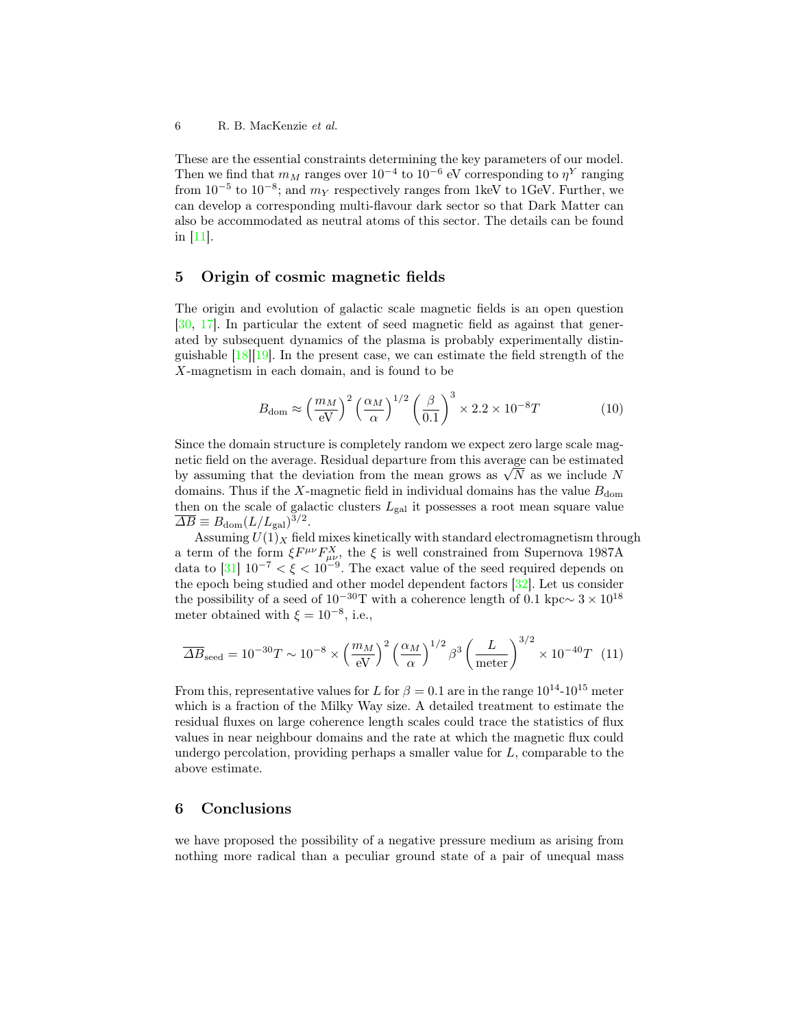These are the essential constraints determining the key parameters of our model. Then we find that $m_M$ ranges over $10^{-4}$ to $10^{-6}$ eV corresponding to $\eta^Y$ ranging from $10^{-5}$ to $10^{-8}$; and $m_Y$ respectively ranges from 1keV to 1GeV. Further, we can develop a corresponding multi-flavour dark sector so that Dark Matter can also be accommodated as neutral atoms of this sector. The details can be found in [11].

## 5 Origin of cosmic magnetic fields

The origin and evolution of galactic scale magnetic fields is an open question [30, 17]. In particular the extent of seed magnetic field as against that generated by subsequent dynamics of the plasma is probably experimentally distinguishable [18][19]. In the present case, we can estimate the field strength of the $X$-magnetism in each domain, and is found to be

$$B_{\text{dom}} \approx \left(\frac{m_M}{\text{eV}}\right)^2 \left(\frac{\alpha_M}{\alpha}\right)^{1/2} \left(\frac{\beta}{0.1}\right)^3 \times 2.2 \times 10^{-8} T \tag{10}$$

Since the domain structure is completely random we expect zero large scale magnetic field on the average. Residual departure from this average can be estimated by assuming that the deviation from the mean grows as $\sqrt{N}$ as we include $N$ domains. Thus if the $X$-magnetic field in individual domains has the value $B_{\text{dom}}$ then on the scale of galactic clusters $L_{\text{gal}}$ it possesses a root mean square value $\overline{\Delta B} \equiv B_{\text{dom}}(L/L_{\text{gal}})^{3/2}$.

Assuming $U(1)_X$ field mixes kinetically with standard electromagnetism through a term of the form $\xi F^{\mu\nu} F^X_{\mu\nu}$, the $\xi$ is well constrained from Supernova 1987A data to [31] $10^{-7} < \xi < 10^{-9}$. The exact value of the seed required depends on the epoch being studied and other model dependent factors [32]. Let us consider the possibility of a seed of $10^{-30}$T with a coherence length of 0.1 kpc$\sim 3 \times 10^{18}$ meter obtained with $\xi = 10^{-8}$, i.e.,

$$\overline{\Delta B}_{\text{seed}} = 10^{-30} T \sim 10^{-8} \times \left(\frac{m_M}{\text{eV}}\right)^2 \left(\frac{\alpha_M}{\alpha}\right)^{1/2} \beta^3 \left(\frac{L}{\text{meter}}\right)^{3/2} \times 10^{-40} T \tag{11}$$

From this, representative values for $L$ for $\beta = 0.1$ are in the range $10^{14}$-$10^{15}$ meter which is a fraction of the Milky Way size. A detailed treatment to estimate the residual fluxes on large coherence length scales could trace the statistics of flux values in near neighbour domains and the rate at which the magnetic flux could undergo percolation, providing perhaps a smaller value for $L$, comparable to the above estimate.

## 6 Conclusions

we have proposed the possibility of a negative pressure medium as arising from nothing more radical than a peculiar ground state of a pair of unequal mass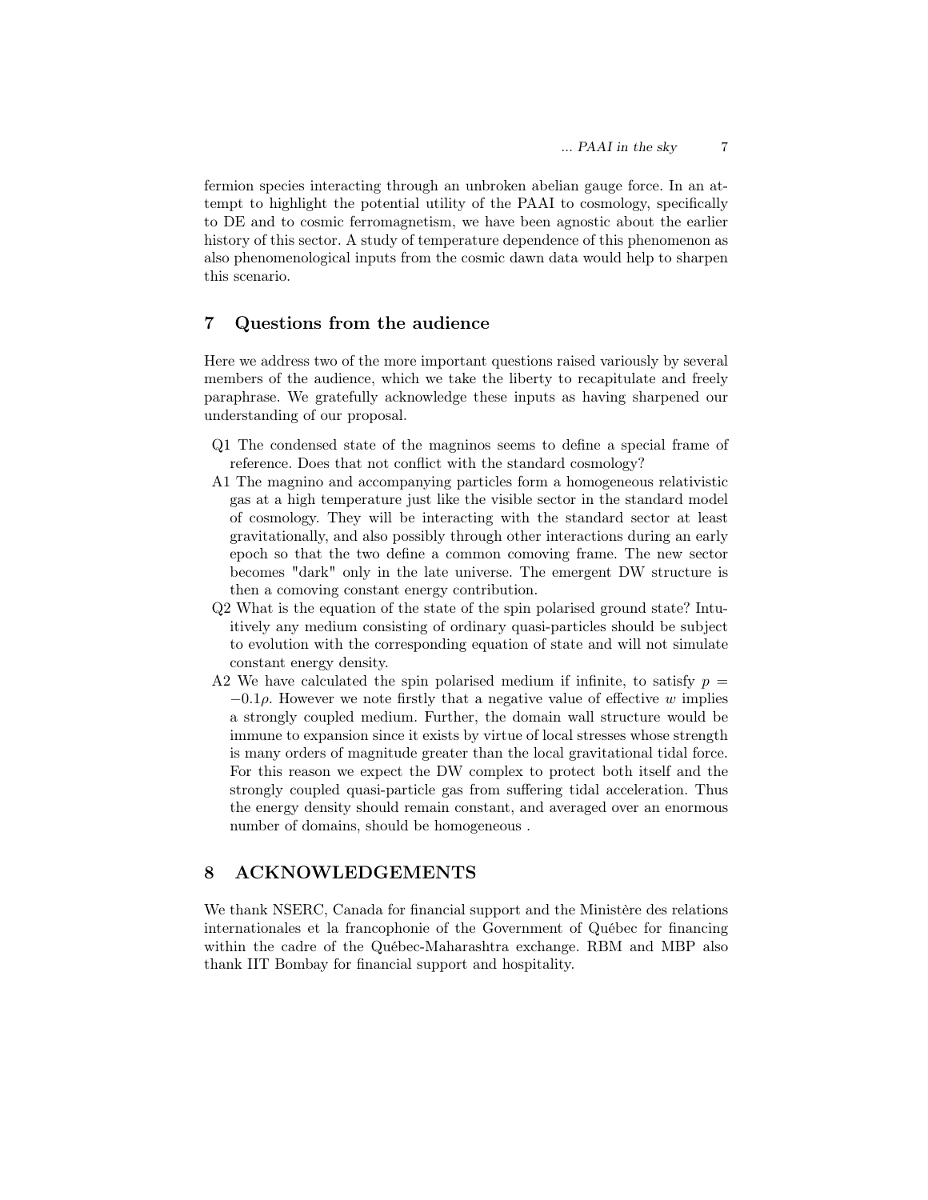fermion species interacting through an unbroken abelian gauge force. In an attempt to highlight the potential utility of the PAAI to cosmology, specifically to DE and to cosmic ferromagnetism, we have been agnostic about the earlier history of this sector. A study of temperature dependence of this phenomenon as also phenomenological inputs from the cosmic dawn data would help to sharpen this scenario.

## 7 Questions from the audience

Here we address two of the more important questions raised variously by several members of the audience, which we take the liberty to recapitulate and freely paraphrase. We gratefully acknowledge these inputs as having sharpened our understanding of our proposal.

Q1 The condensed state of the magninos seems to define a special frame of reference. Does that not conflict with the standard cosmology?

A1 The magnino and accompanying particles form a homogeneous relativistic gas at a high temperature just like the visible sector in the standard model of cosmology. They will be interacting with the standard sector at least gravitationally, and also possibly through other interactions during an early epoch so that the two define a common comoving frame. The new sector becomes "dark" only in the late universe. The emergent DW structure is then a comoving constant energy contribution.

Q2 What is the equation of the state of the spin polarised ground state? Intuitively any medium consisting of ordinary quasi-particles should be subject to evolution with the corresponding equation of state and will not simulate constant energy density.

A2 We have calculated the spin polarised medium if infinite, to satisfy $p = -0.1\rho$. However we note firstly that a negative value of effective $w$ implies a strongly coupled medium. Further, the domain wall structure would be immune to expansion since it exists by virtue of local stresses whose strength is many orders of magnitude greater than the local gravitational tidal force. For this reason we expect the DW complex to protect both itself and the strongly coupled quasi-particle gas from suffering tidal acceleration. Thus the energy density should remain constant, and averaged over an enormous number of domains, should be homogeneous .

## 8 ACKNOWLEDGEMENTS

We thank NSERC, Canada for financial support and the Ministère des relations internationales et la francophonie of the Government of Québec for financing within the cadre of the Québec-Maharashtra exchange. RBM and MBP also thank IIT Bombay for financial support and hospitality.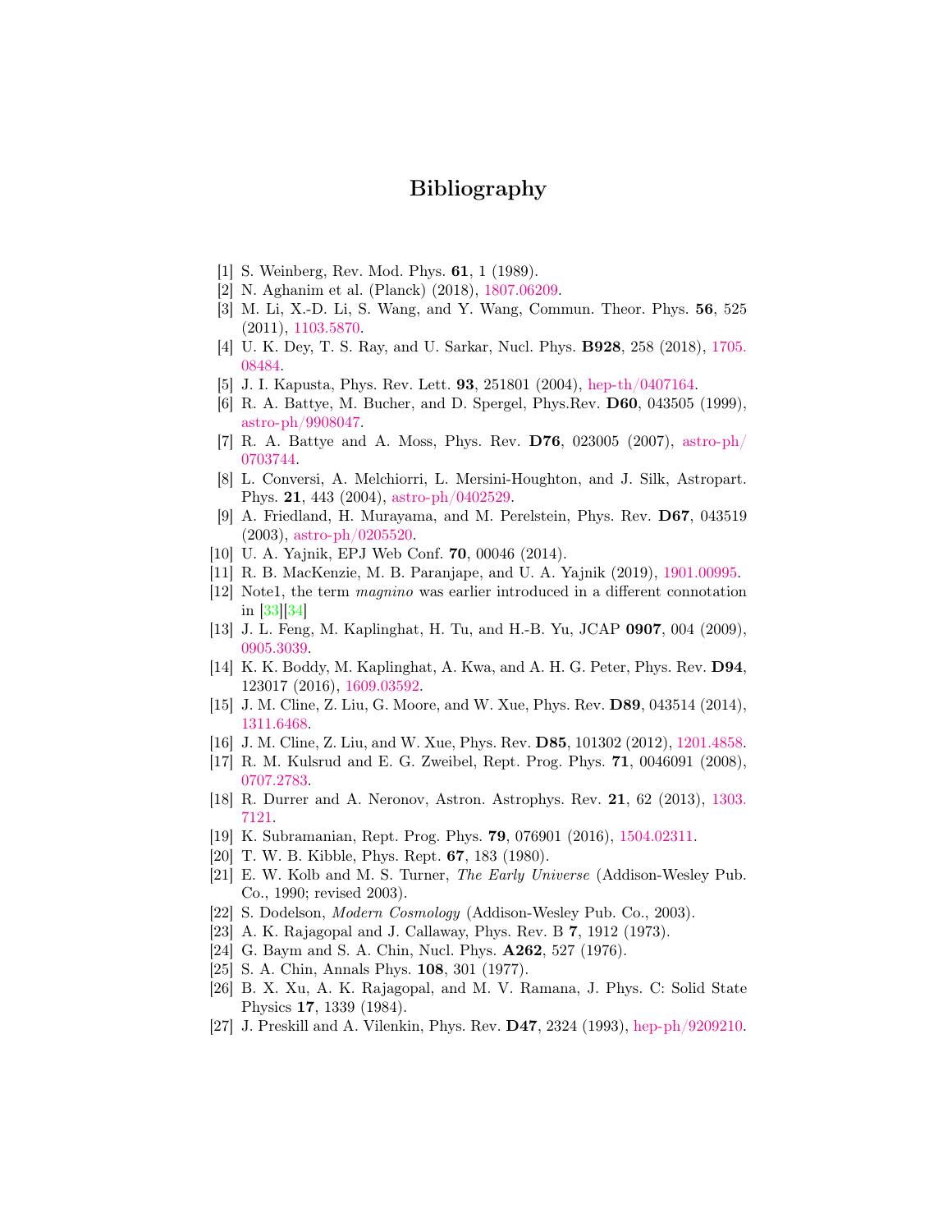# Bibliography

[1] S. Weinberg, Rev. Mod. Phys. **61**, 1 (1989).

[2] N. Aghanim et al. (Planck) (2018), 1807.06209.

[3] M. Li, X.-D. Li, S. Wang, and Y. Wang, Commun. Theor. Phys. **56**, 525 (2011), 1103.5870.

[4] U. K. Dey, T. S. Ray, and U. Sarkar, Nucl. Phys. **B928**, 258 (2018), 1705.08484.

[5] J. I. Kapusta, Phys. Rev. Lett. **93**, 251801 (2004), hep-th/0407164.

[6] R. A. Battye, M. Bucher, and D. Spergel, Phys.Rev. **D60**, 043505 (1999), astro-ph/9908047.

[7] R. A. Battye and A. Moss, Phys. Rev. **D76**, 023005 (2007), astro-ph/0703744.

[8] L. Conversi, A. Melchiorri, L. Mersini-Houghton, and J. Silk, Astropart. Phys. **21**, 443 (2004), astro-ph/0402529.

[9] A. Friedland, H. Murayama, and M. Perelstein, Phys. Rev. **D67**, 043519 (2003), astro-ph/0205520.

[10] U. A. Yajnik, EPJ Web Conf. **70**, 00046 (2014).

[11] R. B. MacKenzie, M. B. Paranjape, and U. A. Yajnik (2019), 1901.00995.

[12] Note1, the term *magnino* was earlier introduced in a different connotation in [33][34]

[13] J. L. Feng, M. Kaplinghat, H. Tu, and H.-B. Yu, JCAP **0907**, 004 (2009), 0905.3039.

[14] K. K. Boddy, M. Kaplinghat, A. Kwa, and A. H. G. Peter, Phys. Rev. **D94**, 123017 (2016), 1609.03592.

[15] J. M. Cline, Z. Liu, G. Moore, and W. Xue, Phys. Rev. **D89**, 043514 (2014), 1311.6468.

[16] J. M. Cline, Z. Liu, and W. Xue, Phys. Rev. **D85**, 101302 (2012), 1201.4858.

[17] R. M. Kulsrud and E. G. Zweibel, Rept. Prog. Phys. **71**, 0046091 (2008), 0707.2783.

[18] R. Durrer and A. Neronov, Astron. Astrophys. Rev. **21**, 62 (2013), 1303.7121.

[19] K. Subramanian, Rept. Prog. Phys. **79**, 076901 (2016), 1504.02311.

[20] T. W. B. Kibble, Phys. Rept. **67**, 183 (1980).

[21] E. W. Kolb and M. S. Turner, *The Early Universe* (Addison-Wesley Pub. Co., 1990; revised 2003).

[22] S. Dodelson, *Modern Cosmology* (Addison-Wesley Pub. Co., 2003).

[23] A. K. Rajagopal and J. Callaway, Phys. Rev. B **7**, 1912 (1973).

[24] G. Baym and S. A. Chin, Nucl. Phys. **A262**, 527 (1976).

[25] S. A. Chin, Annals Phys. **108**, 301 (1977).

[26] B. X. Xu, A. K. Rajagopal, and M. V. Ramana, J. Phys. C: Solid State Physics **17**, 1339 (1984).

[27] J. Preskill and A. Vilenkin, Phys. Rev. **D47**, 2324 (1993), hep-ph/9209210.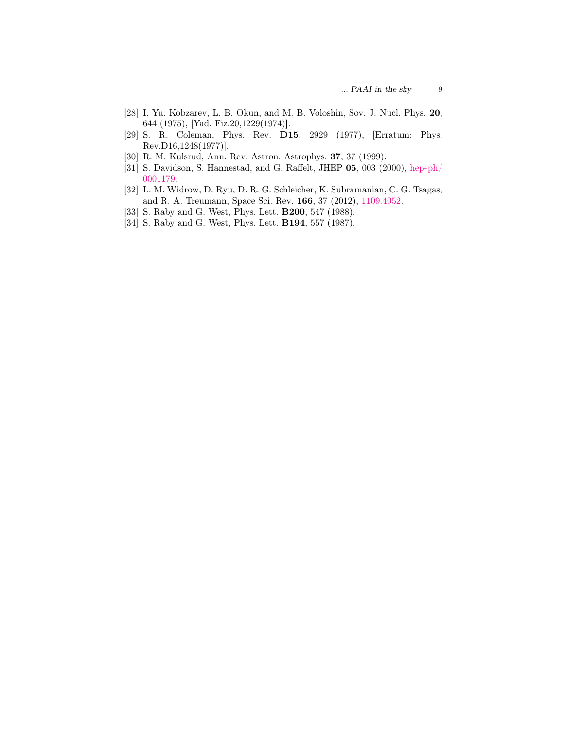[28] I. Yu. Kobzarev, L. B. Okun, and M. B. Voloshin, Sov. J. Nucl. Phys. **20**, 644 (1975), [Yad. Fiz.20,1229(1974)].

[29] S. R. Coleman, Phys. Rev. **D15**, 2929 (1977), [Erratum: Phys. Rev.D16,1248(1977)].

[30] R. M. Kulsrud, Ann. Rev. Astron. Astrophys. **37**, 37 (1999).

[31] S. Davidson, S. Hannestad, and G. Raffelt, JHEP **05**, 003 (2000), hep-ph/0001179.

[32] L. M. Widrow, D. Ryu, D. R. G. Schleicher, K. Subramanian, C. G. Tsagas, and R. A. Treumann, Space Sci. Rev. **166**, 37 (2012), 1109.4052.

[33] S. Raby and G. West, Phys. Lett. **B200**, 547 (1988).

[34] S. Raby and G. West, Phys. Lett. **B194**, 557 (1987).